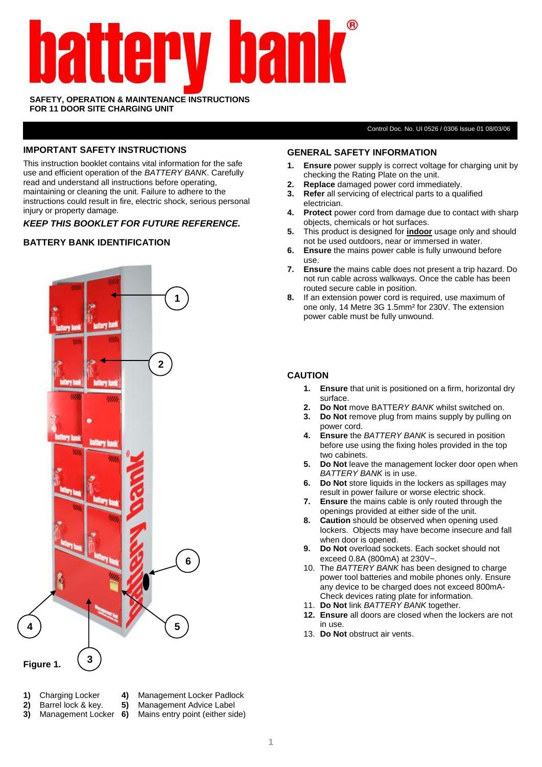# battery bank®

**SAFETY, OPERATION & MAINTENANCE INSTRUCTIONS**
**FOR 11 DOOR SITE CHARGING UNIT**

Control Doc. No. UI 0526 / 0306 Issue 01 08/03/06

## IMPORTANT SAFETY INSTRUCTIONS

This instruction booklet contains vital information for the safe use and efficient operation of the *BATTERY BANK*. Carefully read and understand all instructions before operating, maintaining or cleaning the unit. Failure to adhere to the instructions could result in fire, electric shock, serious personal injury or property damage.

***KEEP THIS BOOKLET FOR FUTURE REFERENCE.***

## BATTERY BANK IDENTIFICATION

**Figure 1.**

1) Charging Locker
2) Barrel lock & key.
3) Management Locker
4) Management Locker Padlock
5) Management Advice Label
6) Mains entry point (either side)

## GENERAL SAFETY INFORMATION

1. **Ensure** power supply is correct voltage for charging unit by checking the Rating Plate on the unit.
2. **Replace** damaged power cord immediately.
3. **Refer** all servicing of electrical parts to a qualified electrician.
4. **Protect** power cord from damage due to contact with sharp objects, chemicals or hot surfaces.
5. This product is designed for **indoor** usage only and should not be used outdoors, near or immersed in water.
6. **Ensure** the mains power cable is fully unwound before use.
7. **Ensure** the mains cable does not present a trip hazard. Do not run cable across walkways. Once the cable has been routed secure cable in position.
8. If an extension power cord is required, use maximum of one only, 14 Metre 3G 1.5mm² for 230V. The extension power cable must be fully unwound.

## CAUTION

1. **Ensure** that unit is positioned on a firm, horizontal dry surface.
2. **Do Not** move BATTE*RY BANK* whilst switched on.
3. **Do Not** remove plug from mains supply by pulling on power cord.
4. **Ensure** the *BATTERY BANK* is secured in position before use using the fixing holes provided in the top two cabinets.
5. **Do Not** leave the management locker door open when *BATTERY BANK* is in use.
6. **Do Not** store liquids in the lockers as spillages may result in power failure or severe electric shock.
7. **Ensure** the mains cable is only routed through the openings provided at either side of the unit.
8. **Caution** should be observed when opening used lockers. Objects may have become insecure and fall when door is opened.
9. **Do Not** overload sockets. Each socket should not exceed 0.8A (800mA) at 230V~.
10. The *BATTERY BANK* has been designed to charge power tool batteries and mobile phones only. Ensure any device to be charged does not exceed 800mA- Check devices rating plate for information.
11. **Do Not** link *BATTERY BANK* together.
12. **Ensure** all doors are closed when the lockers are not in use.
13. **Do Not** obstruct air vents.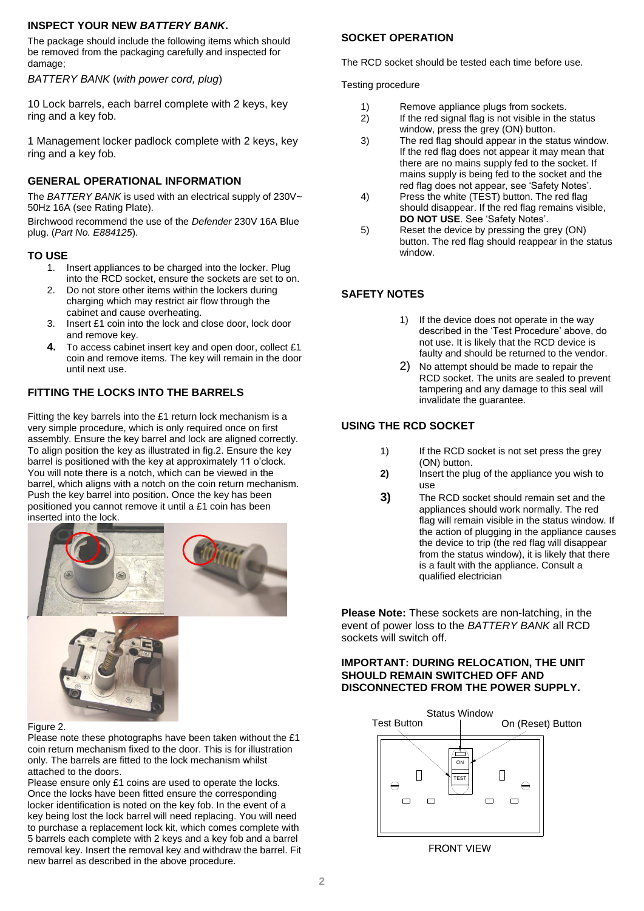## INSPECT YOUR NEW *BATTERY BANK*.

The package should include the following items which should be removed from the packaging carefully and inspected for damage;

*BATTERY BANK* (*with power cord, plug*)

10 Lock barrels, each barrel complete with 2 keys, key ring and a key fob.

1 Management locker padlock complete with 2 keys, key ring and a key fob.

## GENERAL OPERATIONAL INFORMATION

The *BATTERY BANK* is used with an electrical supply of 230V~ 50Hz 16A (see Rating Plate).

Birchwood recommend the use of the *Defender* 230V 16A Blue plug. (*Part No. E884125*).

## TO USE

1. Insert appliances to be charged into the locker. Plug into the RCD socket, ensure the sockets are set to on.
2. Do not store other items within the lockers during charging which may restrict air flow through the cabinet and cause overheating.
3. Insert £1 coin into the lock and close door, lock door and remove key.
4. To access cabinet insert key and open door, collect £1 coin and remove items. The key will remain in the door until next use.

## FITTING THE LOCKS INTO THE BARRELS

Fitting the key barrels into the £1 return lock mechanism is a very simple procedure, which is only required once on first assembly. Ensure the key barrel and lock are aligned correctly. To align position the key as illustrated in fig.2. Ensure the key barrel is positioned with the key at approximately 11 o'clock. You will note there is a notch, which can be viewed in the barrel, which aligns with a notch on the coin return mechanism. Push the key barrel into position**.** Once the key has been positioned you cannot remove it until a £1 coin has been inserted into the lock.

Figure 2.

Please note these photographs have been taken without the £1 coin return mechanism fixed to the door. This is for illustration only. The barrels are fitted to the lock mechanism whilst attached to the doors.

Please ensure only £1 coins are used to operate the locks. Once the locks have been fitted ensure the corresponding locker identification is noted on the key fob. In the event of a key being lost the lock barrel will need replacing. You will need to purchase a replacement lock kit, which comes complete with 5 barrels each complete with 2 keys and a key fob and a barrel removal key. Insert the removal key and withdraw the barrel. Fit new barrel as described in the above procedure.

## SOCKET OPERATION

The RCD socket should be tested each time before use.

Testing procedure

1) Remove appliance plugs from sockets.
2) If the red signal flag is not visible in the status window, press the grey (ON) button.
3) The red flag should appear in the status window. If the red flag does not appear it may mean that there are no mains supply fed to the socket. If mains supply is being fed to the socket and the red flag does not appear, see 'Safety Notes'.
4) Press the white (TEST) button. The red flag should disappear. If the red flag remains visible, **DO NOT USE**. See 'Safety Notes'.
5) Reset the device by pressing the grey (ON) button. The red flag should reappear in the status window.

## SAFETY NOTES

1) If the device does not operate in the way described in the 'Test Procedure' above, do not use. It is likely that the RCD device is faulty and should be returned to the vendor.
2) No attempt should be made to repair the RCD socket. The units are sealed to prevent tampering and any damage to this seal will invalidate the guarantee.

## USING THE RCD SOCKET

1) If the RCD socket is not set press the grey (ON) button.
2) Insert the plug of the appliance you wish to use
3) The RCD socket should remain set and the appliances should work normally. The red flag will remain visible in the status window. If the action of plugging in the appliance causes the device to trip (the red flag will disappear from the status window), it is likely that there is a fault with the appliance. Consult a qualified electrician

**Please Note:** These sockets are non-latching, in the event of power loss to the *BATTERY BANK* all RCD sockets will switch off.

**IMPORTANT: DURING RELOCATION, THE UNIT SHOULD REMAIN SWITCHED OFF AND DISCONNECTED FROM THE POWER SUPPLY.**

Test Button | Status Window | On (Reset) Button

FRONT VIEW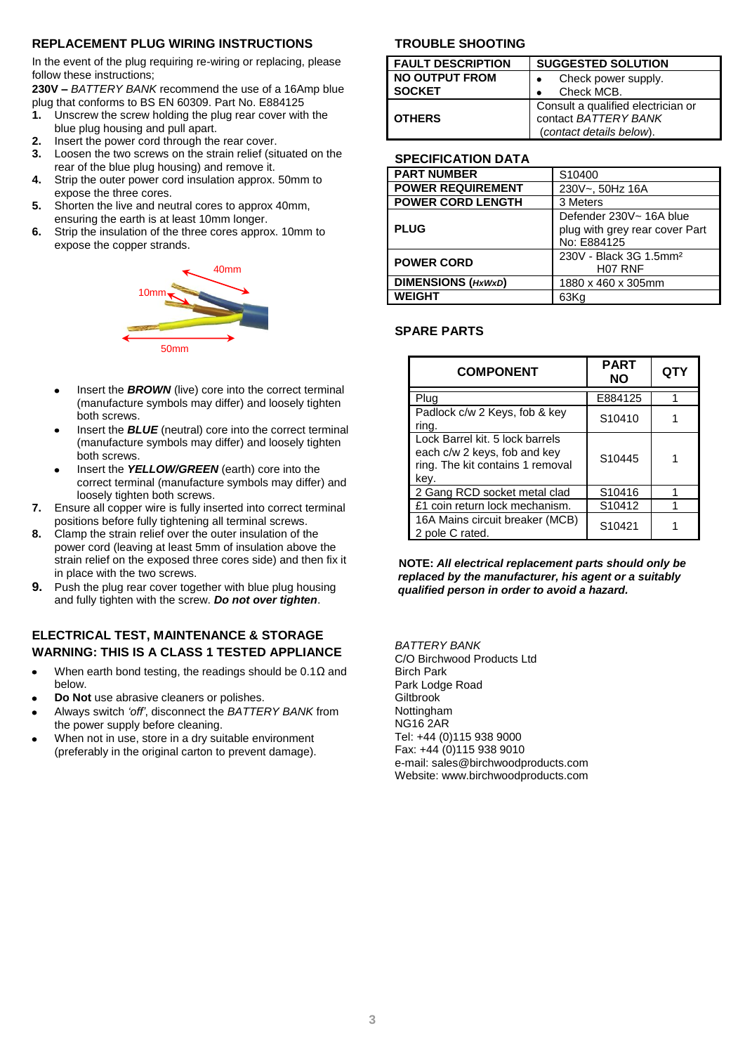## REPLACEMENT PLUG WIRING INSTRUCTIONS

In the event of the plug requiring re-wiring or replacing, please follow these instructions;

**230V –** *BATTERY BANK* recommend the use of a 16Amp blue plug that conforms to BS EN 60309. Part No. E884125

1. Unscrew the screw holding the plug rear cover with the blue plug housing and pull apart.
2. Insert the power cord through the rear cover.
3. Loosen the two screws on the strain relief (situated on the rear of the blue plug housing) and remove it.
4. Strip the outer power cord insulation approx. 50mm to expose the three cores.
5. Shorten the live and neutral cores to approx 40mm, ensuring the earth is at least 10mm longer.
6. Strip the insulation of the three cores approx. 10mm to expose the copper strands.

40mm
10mm
50mm

- Insert the ***BROWN*** (live) core into the correct terminal (manufacture symbols may differ) and loosely tighten both screws.
- Insert the ***BLUE*** (neutral) core into the correct terminal (manufacture symbols may differ) and loosely tighten both screws.
- Insert the ***YELLOW/GREEN*** (earth) core into the correct terminal (manufacture symbols may differ) and loosely tighten both screws.

7. Ensure all copper wire is fully inserted into correct terminal positions before fully tightening all terminal screws.
8. Clamp the strain relief over the outer insulation of the power cord (leaving at least 5mm of insulation above the strain relief on the exposed three cores side) and then fix it in place with the two screws.
9. Push the plug rear cover together with blue plug housing and fully tighten with the screw. ***Do not over tighten***.

## ELECTRICAL TEST, MAINTENANCE & STORAGE
## WARNING: THIS IS A CLASS 1 TESTED APPLIANCE

- When earth bond testing, the readings should be 0.1Ω and below.
- **Do Not** use abrasive cleaners or polishes.
- Always switch *'off'*, disconnect the *BATTERY BANK* from the power supply before cleaning.
- When not in use, store in a dry suitable environment (preferably in the original carton to prevent damage).

## TROUBLE SHOOTING

| FAULT DESCRIPTION | SUGGESTED SOLUTION |
|---|---|
| NO OUTPUT FROM SOCKET | • Check power supply. • Check MCB. |
| OTHERS | Consult a qualified electrician or contact *BATTERY BANK* (*contact details below*). |

## SPECIFICATION DATA

| | |
|---|---|
| PART NUMBER | S10400 |
| POWER REQUIREMENT | 230V~, 50Hz 16A |
| POWER CORD LENGTH | 3 Meters |
| PLUG | Defender 230V~ 16A blue plug with grey rear cover Part No: E884125 |
| POWER CORD | 230V - Black 3G 1.5mm² H07 RNF |
| DIMENSIONS (*HxWxD*) | 1880 x 460 x 305mm |
| WEIGHT | 63Kg |

## SPARE PARTS

| COMPONENT | PART NO | QTY |
|---|---|---|
| Plug | E884125 | 1 |
| Padlock c/w 2 Keys, fob & key ring. | S10410 | 1 |
| Lock Barrel kit. 5 lock barrels each c/w 2 keys, fob and key ring. The kit contains 1 removal key. | S10445 | 1 |
| 2 Gang RCD socket metal clad | S10416 | 1 |
| £1 coin return lock mechanism. | S10412 | 1 |
| 16A Mains circuit breaker (MCB) 2 pole C rated. | S10421 | 1 |

**NOTE: *All electrical replacement parts should only be replaced by the manufacturer, his agent or a suitably qualified person in order to avoid a hazard.***

*BATTERY BANK*
C/O Birchwood Products Ltd
Birch Park
Park Lodge Road
Giltbrook
Nottingham
NG16 2AR
Tel: +44 (0)115 938 9000
Fax: +44 (0)115 938 9010
e-mail: sales@birchwoodproducts.com
Website: www.birchwoodproducts.com